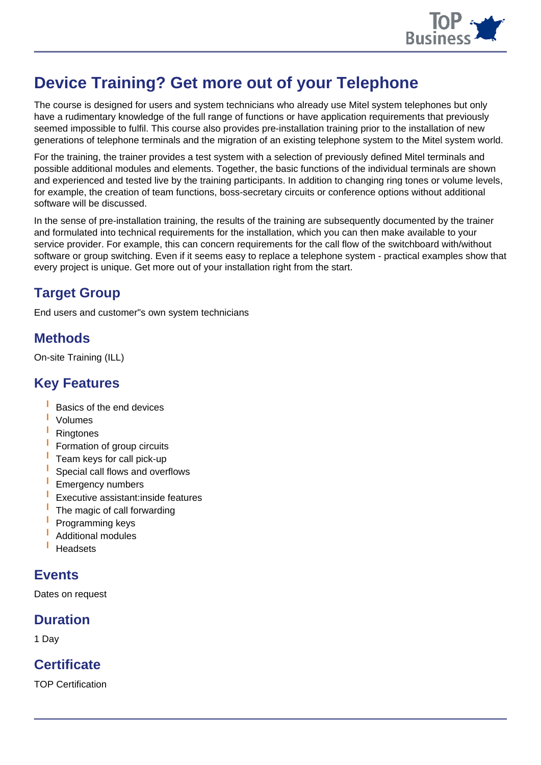# Device Training? Get more out of your Telephone

The course is designed for users and system technicians who already use Mitel system telephones but only have a rudimentary knowledge of the full range of functions or have application requirements that previously seemed impossible to fulfil. This course also provides pre-installation training prior to the installation of new generations of telephone terminals and the migration of an existing telephone system to the Mitel system world.

For the training, the trainer provides a test system with a selection of previously defined Mitel terminals and possible additional modules and elements. Together, the basic functions of the individual terminals are shown and experienced and tested live by the training participants. In addition to changing ring tones or volume levels, for example, the creation of team functions, boss-secretary circuits or conference options without additional software will be discussed.

In the sense of pre-installation training, the results of the training are subsequently documented by the trainer and formulated into technical requirements for the installation, which you can then make available to your service provider. For example, this can concern requirements for the call flow of the switchboard with/without software or group switching. Even if it seems easy to replace a telephone system - practical examples show that every project is unique. Get more out of your installation right from the start.

## Target Group

End users and customer"s own system technicians

## Methods

On-site Training (ILL)

## Key Features

- Basics of the end devices
- Volumes
- Ringtones
- Formation of group circuits
- Team keys for call pick-up
- Special call flows and overflows
- Emergency numbers
- Executive assistant:inside features
- The magic of call forwarding
- Programming keys
- Additional modules
- Headsets

## Events

Dates on request

## Duration

1 Day

## Certificate

TOP Certification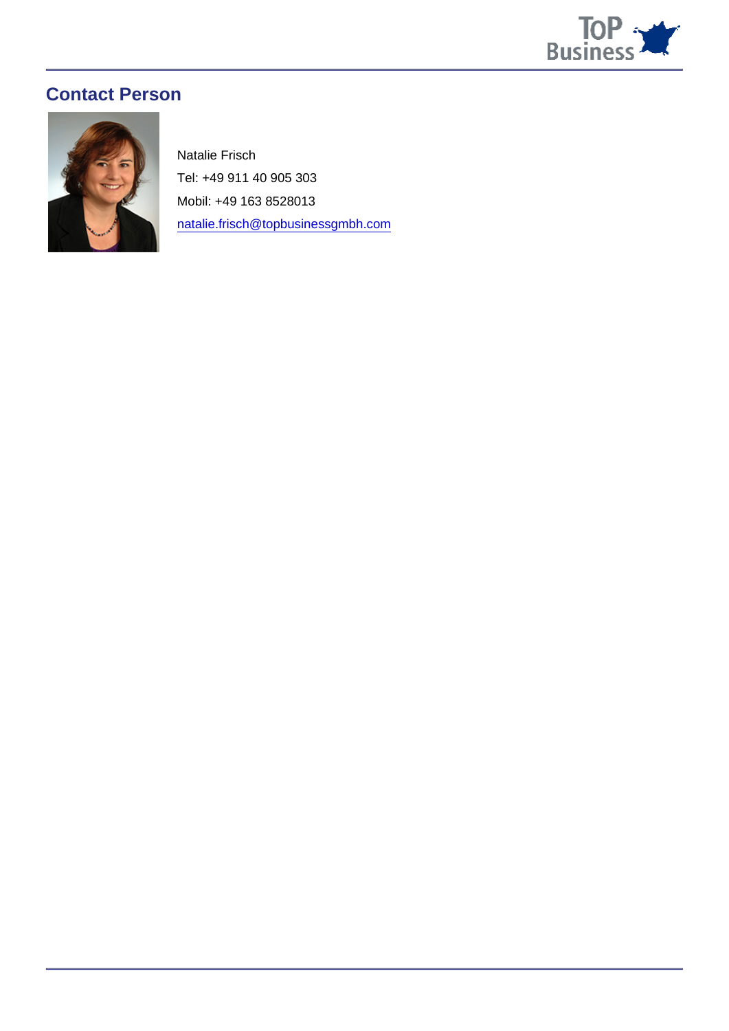## Contact Person

Natalie Frisch

Tel: +49 911 40 905 303

Mobil: +49 163 8528013

natalie.frisch@topbusinessgmbh.com